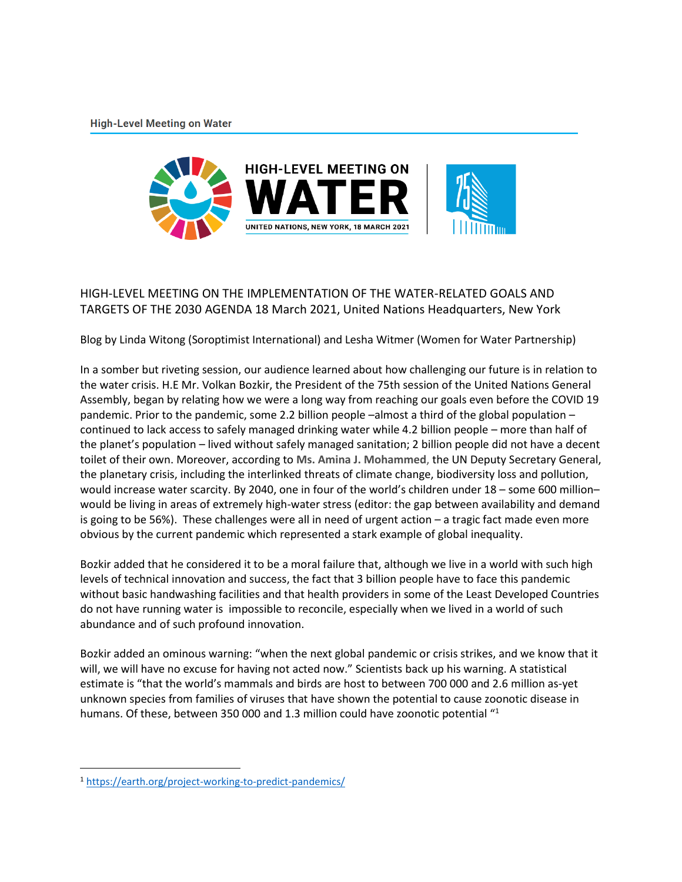High-Level Meeting on Water

HIGH-LEVEL MEETING ON WATER

UNITED NATIONS, NEW YORK, 18 MARCH 2021

# HIGH-LEVEL MEETING ON THE IMPLEMENTATION OF THE WATER-RELATED GOALS AND TARGETS OF THE 2030 AGENDA 18 March 2021, United Nations Headquarters, New York

Blog by Linda Witong (Soroptimist International) and Lesha Witmer (Women for Water Partnership)

In a somber but riveting session, our audience learned about how challenging our future is in relation to the water crisis. H.E Mr. Volkan Bozkir, the President of the 75th session of the United Nations General Assembly, began by relating how we were a long way from reaching our goals even before the COVID 19 pandemic. Prior to the pandemic, some 2.2 billion people –almost a third of the global population – continued to lack access to safely managed drinking water while 4.2 billion people – more than half of the planet's population – lived without safely managed sanitation; 2 billion people did not have a decent toilet of their own. Moreover, according to **Ms. Amina J. Mohammed**, the UN Deputy Secretary General, the planetary crisis, including the interlinked threats of climate change, biodiversity loss and pollution, would increase water scarcity. By 2040, one in four of the world's children under 18 – some 600 million– would be living in areas of extremely high-water stress (editor: the gap between availability and demand is going to be 56%). These challenges were all in need of urgent action – a tragic fact made even more obvious by the current pandemic which represented a stark example of global inequality.

Bozkir added that he considered it to be a moral failure that, although we live in a world with such high levels of technical innovation and success, the fact that 3 billion people have to face this pandemic without basic handwashing facilities and that health providers in some of the Least Developed Countries do not have running water is impossible to reconcile, especially when we lived in a world of such abundance and of such profound innovation.

Bozkir added an ominous warning: "when the next global pandemic or crisis strikes, and we know that it will, we will have no excuse for having not acted now." Scientists back up his warning. A statistical estimate is "that the world's mammals and birds are host to between 700 000 and 2.6 million as-yet unknown species from families of viruses that have shown the potential to cause zoonotic disease in humans. Of these, between 350 000 and 1.3 million could have zoonotic potential "[1]

---

[1] https://earth.org/project-working-to-predict-pandemics/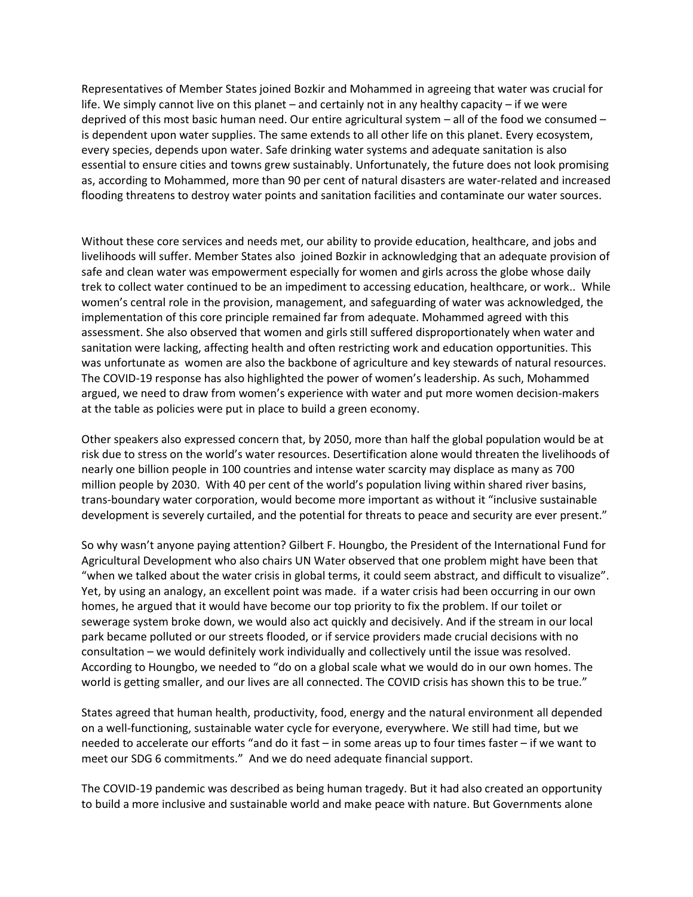Representatives of Member States joined Bozkir and Mohammed in agreeing that water was crucial for life. We simply cannot live on this planet – and certainly not in any healthy capacity – if we were deprived of this most basic human need. Our entire agricultural system – all of the food we consumed – is dependent upon water supplies. The same extends to all other life on this planet. Every ecosystem, every species, depends upon water. Safe drinking water systems and adequate sanitation is also essential to ensure cities and towns grew sustainably. Unfortunately, the future does not look promising as, according to Mohammed, more than 90 per cent of natural disasters are water-related and increased flooding threatens to destroy water points and sanitation facilities and contaminate our water sources.

Without these core services and needs met, our ability to provide education, healthcare, and jobs and livelihoods will suffer. Member States also joined Bozkir in acknowledging that an adequate provision of safe and clean water was empowerment especially for women and girls across the globe whose daily trek to collect water continued to be an impediment to accessing education, healthcare, or work.. While women's central role in the provision, management, and safeguarding of water was acknowledged, the implementation of this core principle remained far from adequate. Mohammed agreed with this assessment. She also observed that women and girls still suffered disproportionately when water and sanitation were lacking, affecting health and often restricting work and education opportunities. This was unfortunate as women are also the backbone of agriculture and key stewards of natural resources. The COVID-19 response has also highlighted the power of women's leadership. As such, Mohammed argued, we need to draw from women's experience with water and put more women decision-makers at the table as policies were put in place to build a green economy.

Other speakers also expressed concern that, by 2050, more than half the global population would be at risk due to stress on the world's water resources. Desertification alone would threaten the livelihoods of nearly one billion people in 100 countries and intense water scarcity may displace as many as 700 million people by 2030. With 40 per cent of the world's population living within shared river basins, trans-boundary water corporation, would become more important as without it "inclusive sustainable development is severely curtailed, and the potential for threats to peace and security are ever present."

So why wasn't anyone paying attention? Gilbert F. Houngbo, the President of the International Fund for Agricultural Development who also chairs UN Water observed that one problem might have been that "when we talked about the water crisis in global terms, it could seem abstract, and difficult to visualize". Yet, by using an analogy, an excellent point was made. if a water crisis had been occurring in our own homes, he argued that it would have become our top priority to fix the problem. If our toilet or sewerage system broke down, we would also act quickly and decisively. And if the stream in our local park became polluted or our streets flooded, or if service providers made crucial decisions with no consultation – we would definitely work individually and collectively until the issue was resolved. According to Houngbo, we needed to "do on a global scale what we would do in our own homes. The world is getting smaller, and our lives are all connected. The COVID crisis has shown this to be true."

States agreed that human health, productivity, food, energy and the natural environment all depended on a well-functioning, sustainable water cycle for everyone, everywhere. We still had time, but we needed to accelerate our efforts "and do it fast – in some areas up to four times faster – if we want to meet our SDG 6 commitments." And we do need adequate financial support.

The COVID-19 pandemic was described as being human tragedy. But it had also created an opportunity to build a more inclusive and sustainable world and make peace with nature. But Governments alone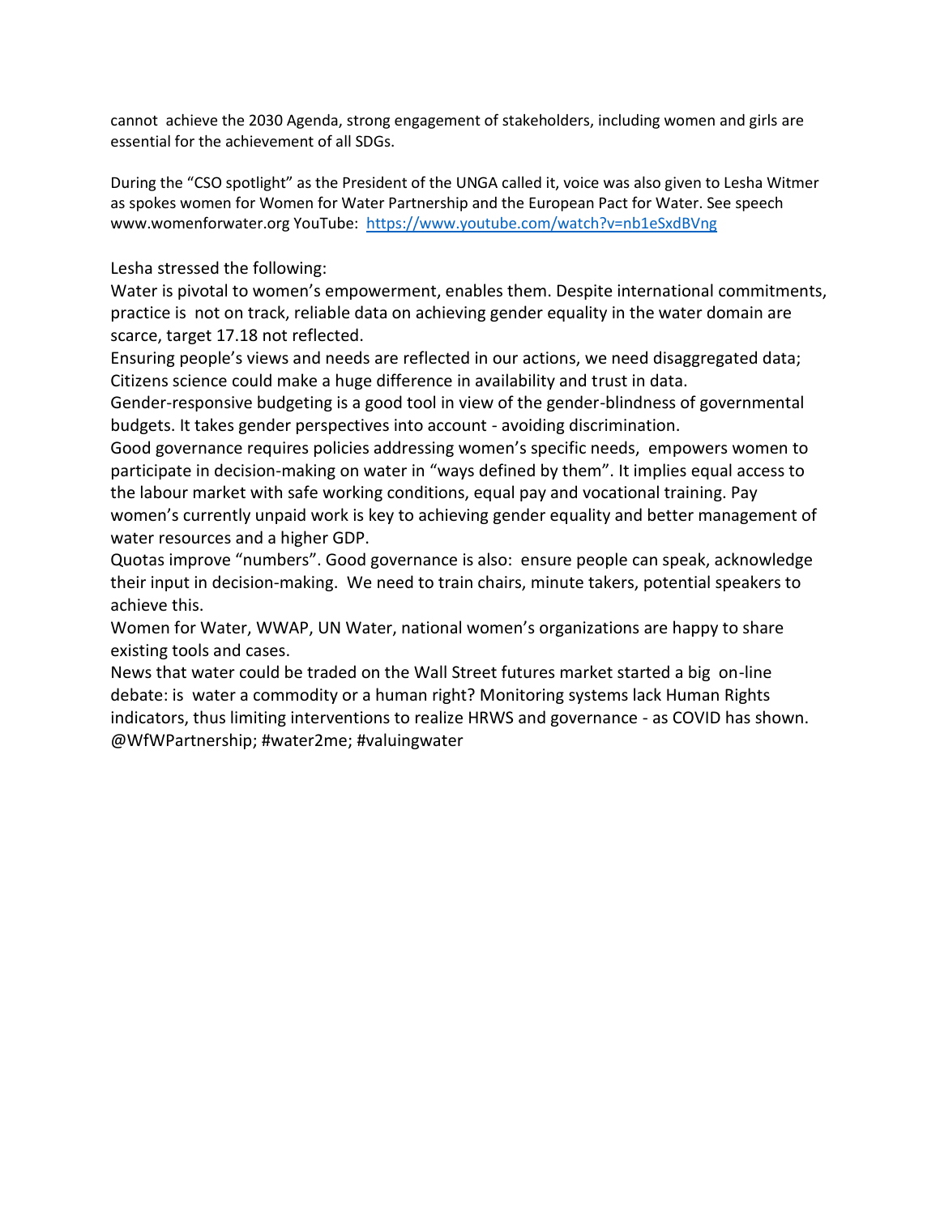cannot achieve the 2030 Agenda, strong engagement of stakeholders, including women and girls are essential for the achievement of all SDGs.

During the "CSO spotlight" as the President of the UNGA called it, voice was also given to Lesha Witmer as spokes women for Women for Water Partnership and the European Pact for Water. See speech www.womenforwater.org YouTube: [https://www.youtube.com/watch?v=nb1eSxdBVng](https://www.youtube.com/watch?v=nb1eSxdBVng)

Lesha stressed the following:

Water is pivotal to women's empowerment, enables them. Despite international commitments, practice is not on track, reliable data on achieving gender equality in the water domain are scarce, target 17.18 not reflected.

Ensuring people's views and needs are reflected in our actions, we need disaggregated data; Citizens science could make a huge difference in availability and trust in data.

Gender-responsive budgeting is a good tool in view of the gender-blindness of governmental budgets. It takes gender perspectives into account - avoiding discrimination.

Good governance requires policies addressing women's specific needs, empowers women to participate in decision-making on water in "ways defined by them". It implies equal access to the labour market with safe working conditions, equal pay and vocational training. Pay women's currently unpaid work is key to achieving gender equality and better management of water resources and a higher GDP.

Quotas improve "numbers". Good governance is also: ensure people can speak, acknowledge their input in decision-making. We need to train chairs, minute takers, potential speakers to achieve this.

Women for Water, WWAP, UN Water, national women's organizations are happy to share existing tools and cases.

News that water could be traded on the Wall Street futures market started a big on-line debate: is water a commodity or a human right? Monitoring systems lack Human Rights indicators, thus limiting interventions to realize HRWS and governance - as COVID has shown.

@WfWPartnership; #water2me; #valuingwater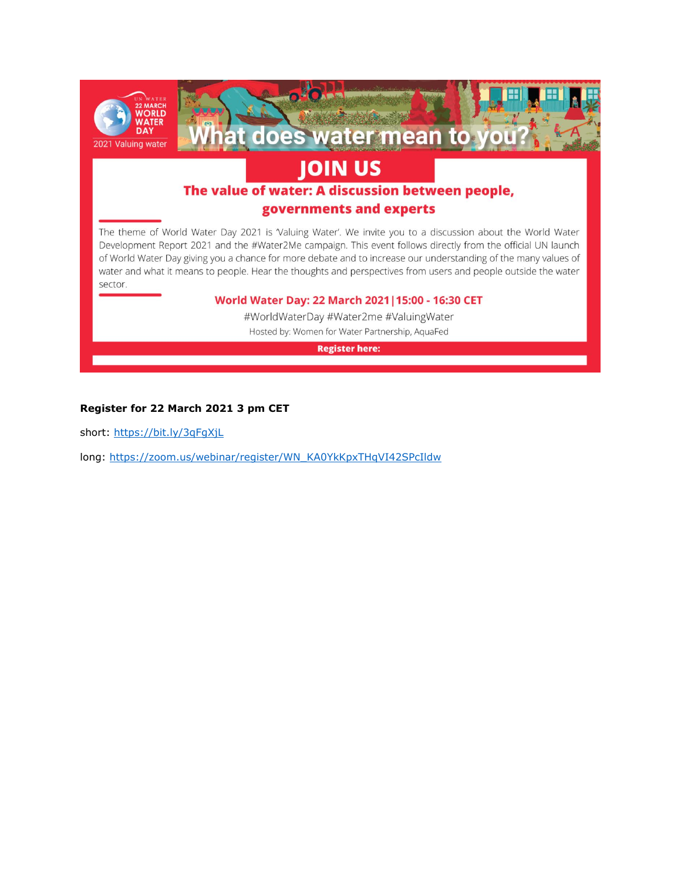UN WATER
22 MARCH
WORLD WATER DAY
2021 Valuing water

What does water mean to you?

# JOIN US

## The value of water: A discussion between people, governments and experts

The theme of World Water Day 2021 is 'Valuing Water'. We invite you to a discussion about the World Water Development Report 2021 and the #Water2Me campaign. This event follows directly from the official UN launch of World Water Day giving you a chance for more debate and to increase our understanding of the many values of water and what it means to people. Hear the thoughts and perspectives from users and people outside the water sector.

**World Water Day: 22 March 2021 | 15:00 - 16:30 CET**

#WorldWaterDay #Water2me #ValuingWater

Hosted by: Women for Water Partnership, AquaFed

**Register here:**

**Register for 22 March 2021 3 pm CET**

short: https://bit.ly/3qFgXjL

long: https://zoom.us/webinar/register/WN_KA0YkKpxTHqVI42SPcIldw